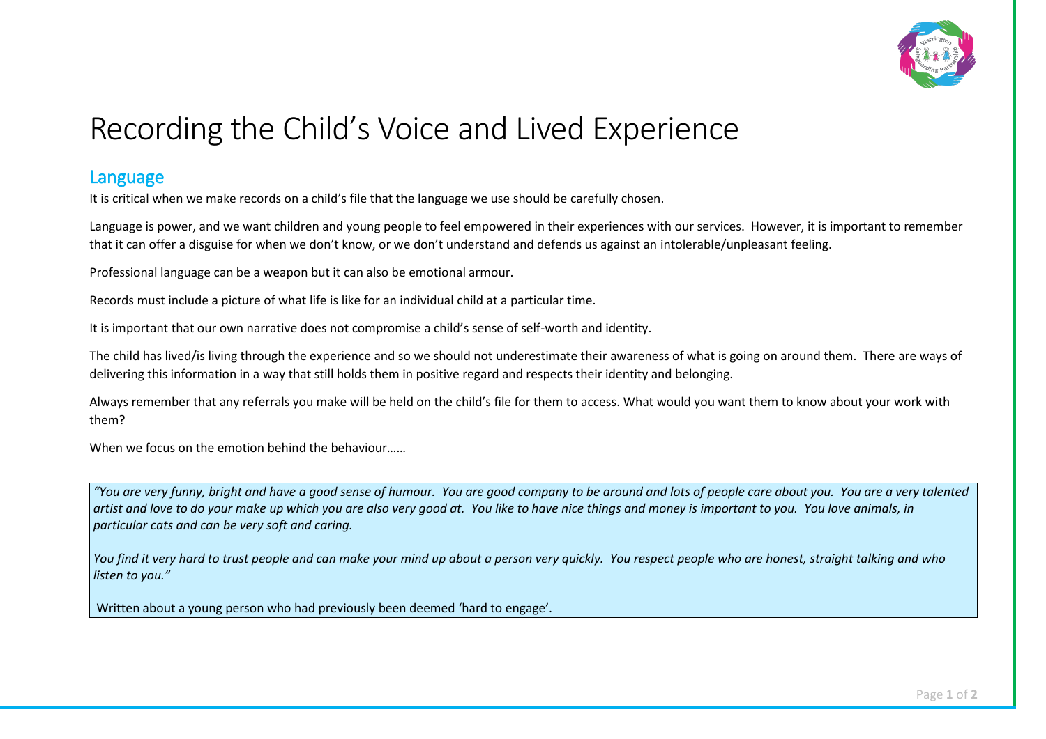# Recording the Child's Voice and Lived Experience

## Language

It is critical when we make records on a child's file that the language we use should be carefully chosen.

Language is power, and we want children and young people to feel empowered in their experiences with our services. However, it is important to remember that it can offer a disguise for when we don't know, or we don't understand and defends us against an intolerable/unpleasant feeling.

Professional language can be a weapon but it can also be emotional armour.

Records must include a picture of what life is like for an individual child at a particular time.

It is important that our own narrative does not compromise a child's sense of self-worth and identity.

The child has lived/is living through the experience and so we should not underestimate their awareness of what is going on around them. There are ways of delivering this information in a way that still holds them in positive regard and respects their identity and belonging.

Always remember that any referrals you make will be held on the child's file for them to access. What would you want them to know about your work with them?

When we focus on the emotion behind the behaviour……

> *"You are very funny, bright and have a good sense of humour. You are good company to be around and lots of people care about you. You are a very talented artist and love to do your make up which you are also very good at. You like to have nice things and money is important to you. You love animals, in particular cats and can be very soft and caring.*
>
> *You find it very hard to trust people and can make your mind up about a person very quickly. You respect people who are honest, straight talking and who listen to you."*
>
> Written about a young person who had previously been deemed 'hard to engage'.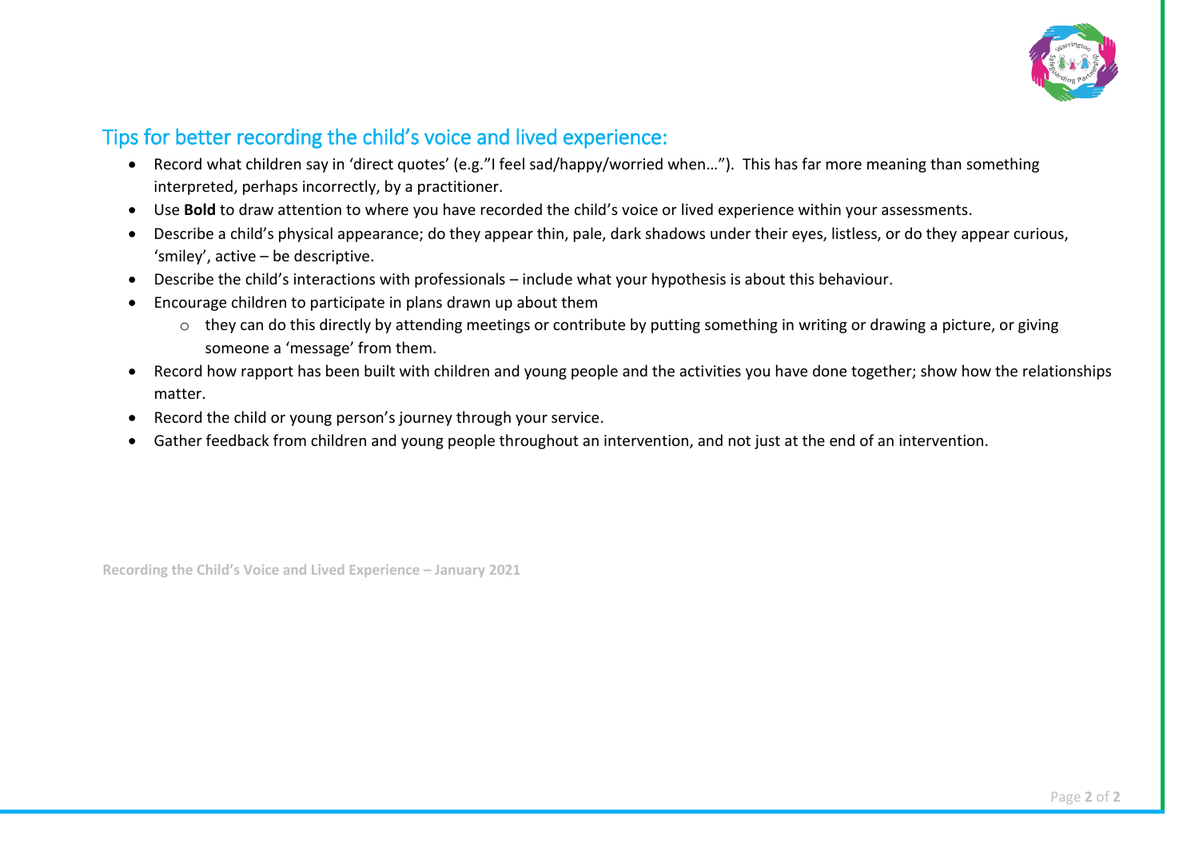## Tips for better recording the child's voice and lived experience:

- Record what children say in 'direct quotes' (e.g."I feel sad/happy/worried when…"). This has far more meaning than something interpreted, perhaps incorrectly, by a practitioner.
- Use **Bold** to draw attention to where you have recorded the child's voice or lived experience within your assessments.
- Describe a child's physical appearance; do they appear thin, pale, dark shadows under their eyes, listless, or do they appear curious, 'smiley', active – be descriptive.
- Describe the child's interactions with professionals – include what your hypothesis is about this behaviour.
- Encourage children to participate in plans drawn up about them
  - they can do this directly by attending meetings or contribute by putting something in writing or drawing a picture, or giving someone a 'message' from them.
- Record how rapport has been built with children and young people and the activities you have done together; show how the relationships matter.
- Record the child or young person's journey through your service.
- Gather feedback from children and young people throughout an intervention, and not just at the end of an intervention.